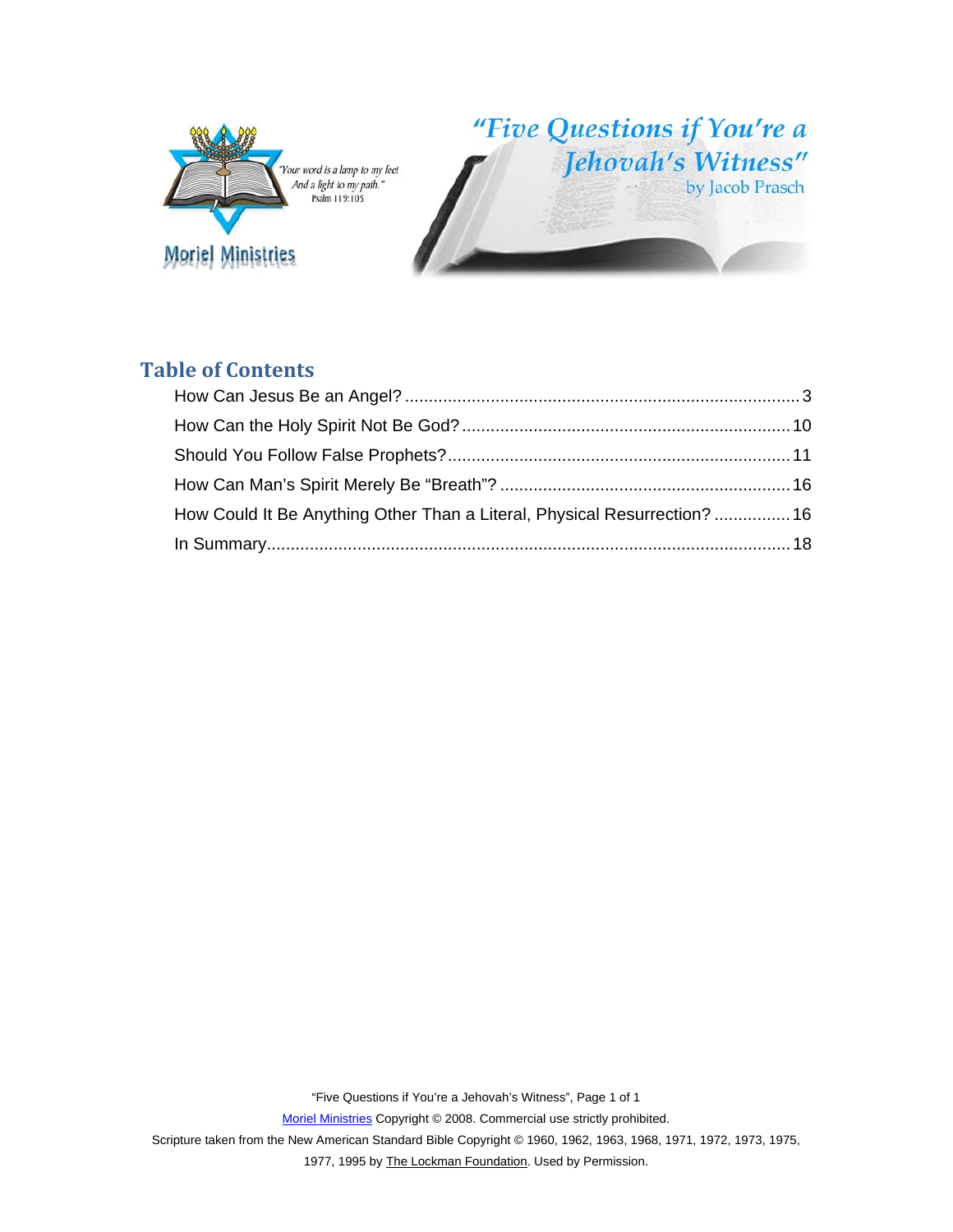“Your word is a lamp to my feet
And a light to my path.”
Psalm 119:105

Moriel Ministries

# “Five Questions if You’re a Jehovah’s Witness”

by Jacob Prasch

## Table of Contents

How Can Jesus Be an Angel? .......... 3

How Can the Holy Spirit Not Be God? .......... 10

Should You Follow False Prophets? .......... 11

How Can Man’s Spirit Merely Be “Breath”? .......... 16

How Could It Be Anything Other Than a Literal, Physical Resurrection? .......... 16

In Summary .......... 18

Moriel Ministries Copyright © 2008. Commercial use strictly prohibited.

Scripture taken from the New American Standard Bible Copyright © 1960, 1962, 1963, 1968, 1971, 1972, 1973, 1975, 1977, 1995 by The Lockman Foundation. Used by Permission.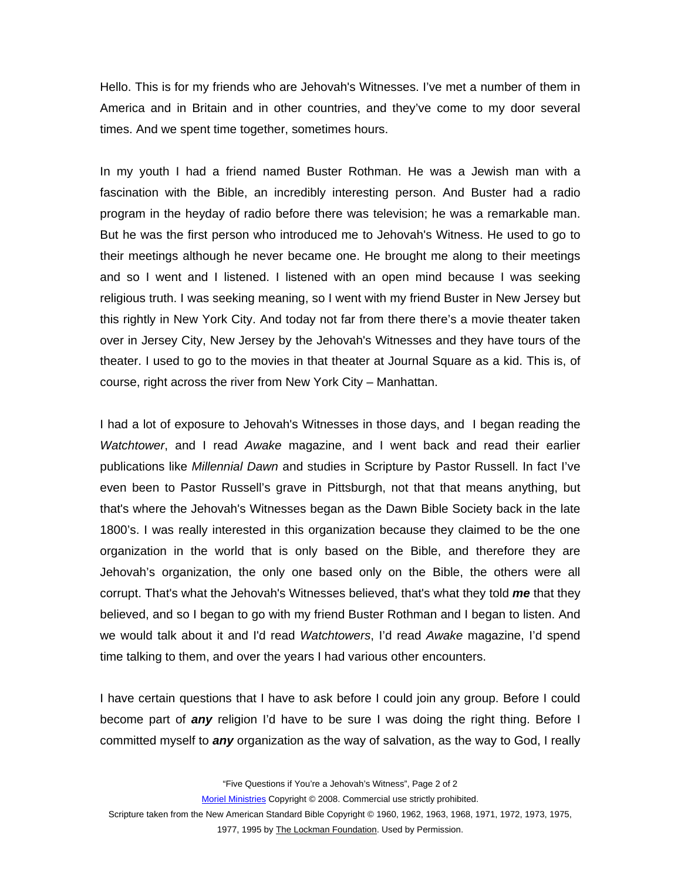Hello. This is for my friends who are Jehovah's Witnesses. I've met a number of them in America and in Britain and in other countries, and they've come to my door several times. And we spent time together, sometimes hours.

In my youth I had a friend named Buster Rothman. He was a Jewish man with a fascination with the Bible, an incredibly interesting person. And Buster had a radio program in the heyday of radio before there was television; he was a remarkable man. But he was the first person who introduced me to Jehovah's Witness. He used to go to their meetings although he never became one. He brought me along to their meetings and so I went and I listened. I listened with an open mind because I was seeking religious truth. I was seeking meaning, so I went with my friend Buster in New Jersey but this rightly in New York City. And today not far from there there's a movie theater taken over in Jersey City, New Jersey by the Jehovah's Witnesses and they have tours of the theater. I used to go to the movies in that theater at Journal Square as a kid. This is, of course, right across the river from New York City – Manhattan.

I had a lot of exposure to Jehovah's Witnesses in those days, and I began reading the *Watchtower*, and I read *Awake* magazine, and I went back and read their earlier publications like *Millennial Dawn* and studies in Scripture by Pastor Russell. In fact I've even been to Pastor Russell's grave in Pittsburgh, not that that means anything, but that's where the Jehovah's Witnesses began as the Dawn Bible Society back in the late 1800's. I was really interested in this organization because they claimed to be the one organization in the world that is only based on the Bible, and therefore they are Jehovah's organization, the only one based only on the Bible, the others were all corrupt. That's what the Jehovah's Witnesses believed, that's what they told ***me*** that they believed, and so I began to go with my friend Buster Rothman and I began to listen. And we would talk about it and I'd read *Watchtowers*, I'd read *Awake* magazine, I'd spend time talking to them, and over the years I had various other encounters.

I have certain questions that I have to ask before I could join any group. Before I could become part of ***any*** religion I'd have to be sure I was doing the right thing. Before I committed myself to ***any*** organization as the way of salvation, as the way to God, I really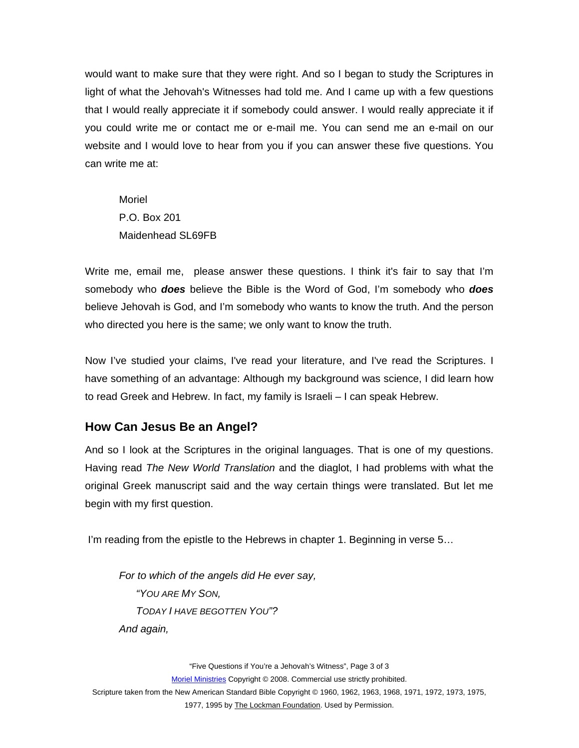would want to make sure that they were right. And so I began to study the Scriptures in light of what the Jehovah's Witnesses had told me. And I came up with a few questions that I would really appreciate it if somebody could answer. I would really appreciate it if you could write me or contact me or e-mail me. You can send me an e-mail on our website and I would love to hear from you if you can answer these five questions. You can write me at:

> Moriel
> P.O. Box 201
> Maidenhead SL69FB

Write me, email me, please answer these questions. I think it's fair to say that I'm somebody who ***does*** believe the Bible is the Word of God, I'm somebody who ***does*** believe Jehovah is God, and I'm somebody who wants to know the truth. And the person who directed you here is the same; we only want to know the truth.

Now I've studied your claims, I've read your literature, and I've read the Scriptures. I have something of an advantage: Although my background was science, I did learn how to read Greek and Hebrew. In fact, my family is Israeli – I can speak Hebrew.

## How Can Jesus Be an Angel?

And so I look at the Scriptures in the original languages. That is one of my questions. Having read *The New World Translation* and the diaglot, I had problems with what the original Greek manuscript said and the way certain things were translated. But let me begin with my first question.

I'm reading from the epistle to the Hebrews in chapter 1. Beginning in verse 5…

> *For to which of the angels did He ever say,*
> *"YOU ARE MY SON,*
> *TODAY I HAVE BEGOTTEN YOU"?*
> *And again,*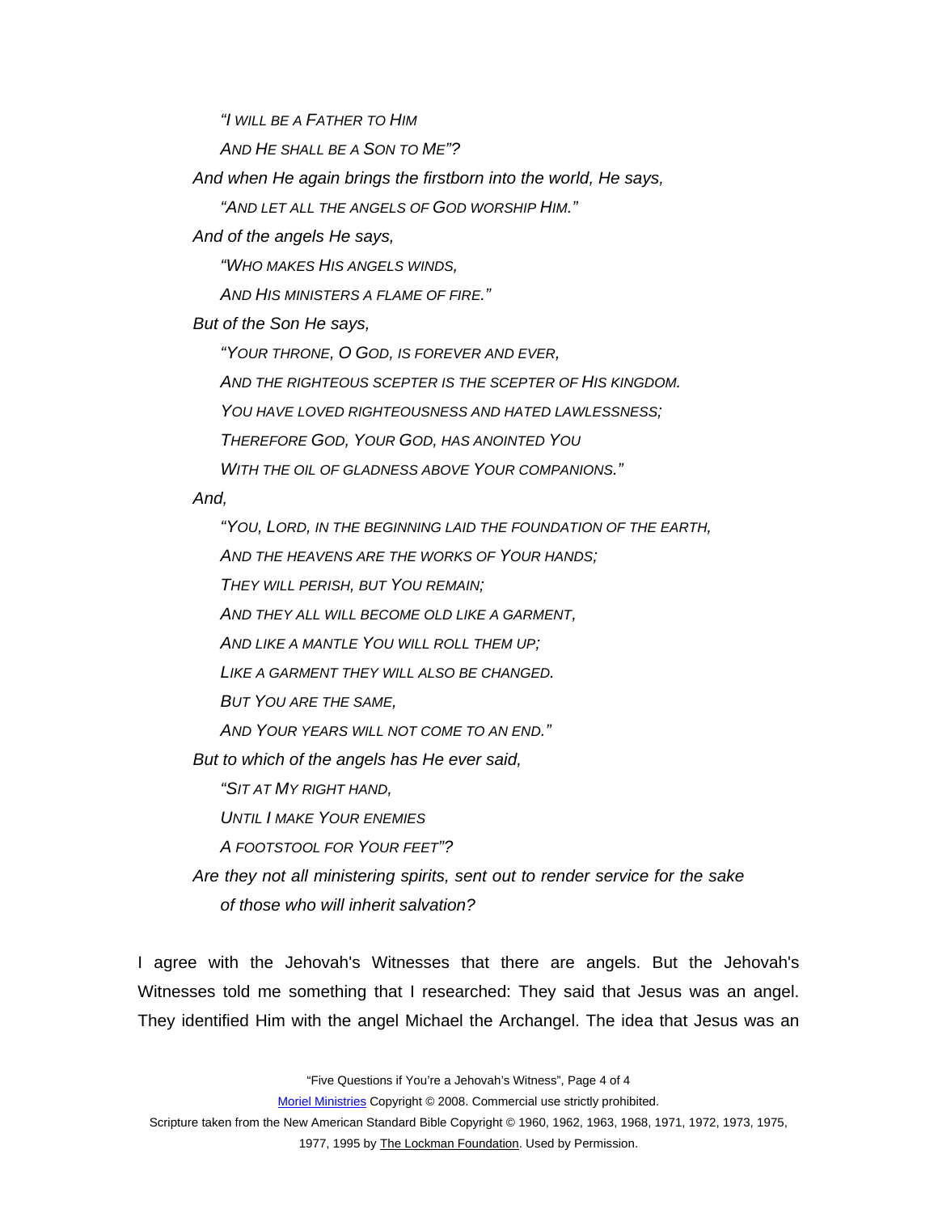*"I will be a Father to Him*

*And He shall be a Son to Me"?*

*And when He again brings the firstborn into the world, He says,*

*"And let all the angels of God worship Him."*

*And of the angels He says,*

*"Who makes His angels winds,*

*And His ministers a flame of fire."*

*But of the Son He says,*

*"Your throne, O God, is forever and ever,*

*And the righteous scepter is the scepter of His kingdom.*

*You have loved righteousness and hated lawlessness;*

*Therefore God, Your God, has anointed You*

*With the oil of gladness above Your companions."*

*And,*

*"You, Lord, in the beginning laid the foundation of the earth,*

*And the heavens are the works of Your hands;*

*They will perish, but You remain;*

*And they all will become old like a garment,*

*And like a mantle You will roll them up;*

*Like a garment they will also be changed.*

*But You are the same,*

*And Your years will not come to an end."*

*But to which of the angels has He ever said,*

*"Sit at My right hand,*

*Until I make Your enemies*

*A footstool for Your feet"?*

*Are they not all ministering spirits, sent out to render service for the sake of those who will inherit salvation?*

I agree with the Jehovah's Witnesses that there are angels. But the Jehovah's Witnesses told me something that I researched: They said that Jesus was an angel. They identified Him with the angel Michael the Archangel. The idea that Jesus was an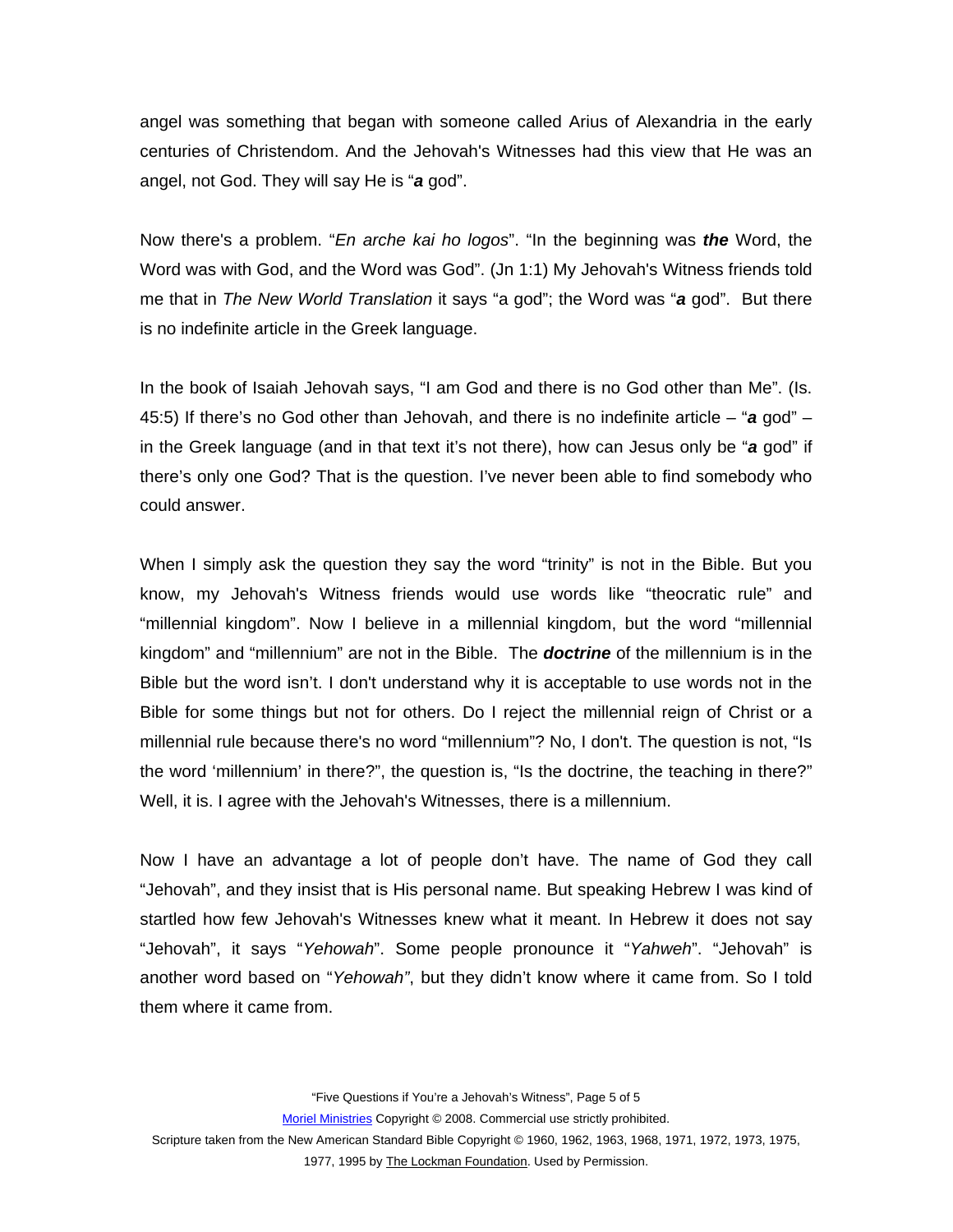angel was something that began with someone called Arius of Alexandria in the early centuries of Christendom. And the Jehovah's Witnesses had this view that He was an angel, not God. They will say He is "***a*** god".

Now there's a problem. "*En arche kai ho logos*". "In the beginning was ***the*** Word, the Word was with God, and the Word was God". (Jn 1:1) My Jehovah's Witness friends told me that in *The New World Translation* it says "a god"; the Word was "***a*** god". But there is no indefinite article in the Greek language.

In the book of Isaiah Jehovah says, "I am God and there is no God other than Me". (Is. 45:5) If there's no God other than Jehovah, and there is no indefinite article – "***a*** god" – in the Greek language (and in that text it's not there), how can Jesus only be "***a*** god" if there's only one God? That is the question. I've never been able to find somebody who could answer.

When I simply ask the question they say the word "trinity" is not in the Bible. But you know, my Jehovah's Witness friends would use words like "theocratic rule" and "millennial kingdom". Now I believe in a millennial kingdom, but the word "millennial kingdom" and "millennium" are not in the Bible. The ***doctrine*** of the millennium is in the Bible but the word isn't. I don't understand why it is acceptable to use words not in the Bible for some things but not for others. Do I reject the millennial reign of Christ or a millennial rule because there's no word "millennium"? No, I don't. The question is not, "Is the word 'millennium' in there?", the question is, "Is the doctrine, the teaching in there?" Well, it is. I agree with the Jehovah's Witnesses, there is a millennium.

Now I have an advantage a lot of people don't have. The name of God they call "Jehovah", and they insist that is His personal name. But speaking Hebrew I was kind of startled how few Jehovah's Witnesses knew what it meant. In Hebrew it does not say "Jehovah", it says "*Yehowah*". Some people pronounce it "*Yahweh*". "Jehovah" is another word based on "*Yehowah*", but they didn't know where it came from. So I told them where it came from.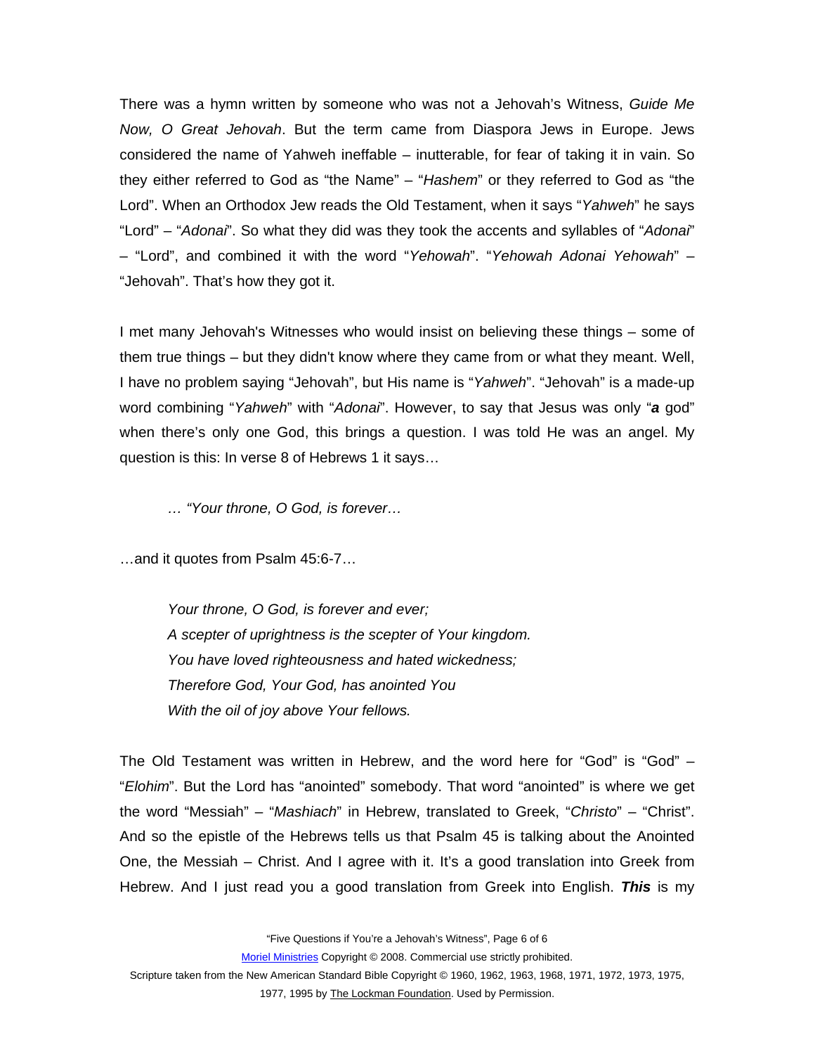There was a hymn written by someone who was not a Jehovah's Witness, *Guide Me Now, O Great Jehovah*. But the term came from Diaspora Jews in Europe. Jews considered the name of Yahweh ineffable – inutterable, for fear of taking it in vain. So they either referred to God as "the Name" – "*Hashem*" or they referred to God as "the Lord". When an Orthodox Jew reads the Old Testament, when it says "*Yahweh*" he says "Lord" – "*Adonai*". So what they did was they took the accents and syllables of "*Adonai*" – "Lord", and combined it with the word "*Yehowah*". "*Yehowah Adonai Yehowah*" – "Jehovah". That's how they got it.

I met many Jehovah's Witnesses who would insist on believing these things – some of them true things – but they didn't know where they came from or what they meant. Well, I have no problem saying "Jehovah", but His name is "*Yahweh*". "Jehovah" is a made-up word combining "*Yahweh*" with "*Adonai*". However, to say that Jesus was only "***a*** god" when there's only one God, this brings a question. I was told He was an angel. My question is this: In verse 8 of Hebrews 1 it says…

> *… "Your throne, O God, is forever…*

…and it quotes from Psalm 45:6-7…

> *Your throne, O God, is forever and ever;*
> *A scepter of uprightness is the scepter of Your kingdom.*
> *You have loved righteousness and hated wickedness;*
> *Therefore God, Your God, has anointed You*
> *With the oil of joy above Your fellows.*

The Old Testament was written in Hebrew, and the word here for "God" is "God" – "*Elohim*". But the Lord has "anointed" somebody. That word "anointed" is where we get the word "Messiah" – "*Mashiach*" in Hebrew, translated to Greek, "*Christo*" – "Christ". And so the epistle of the Hebrews tells us that Psalm 45 is talking about the Anointed One, the Messiah – Christ. And I agree with it. It's a good translation into Greek from Hebrew. And I just read you a good translation from Greek into English. ***This*** is my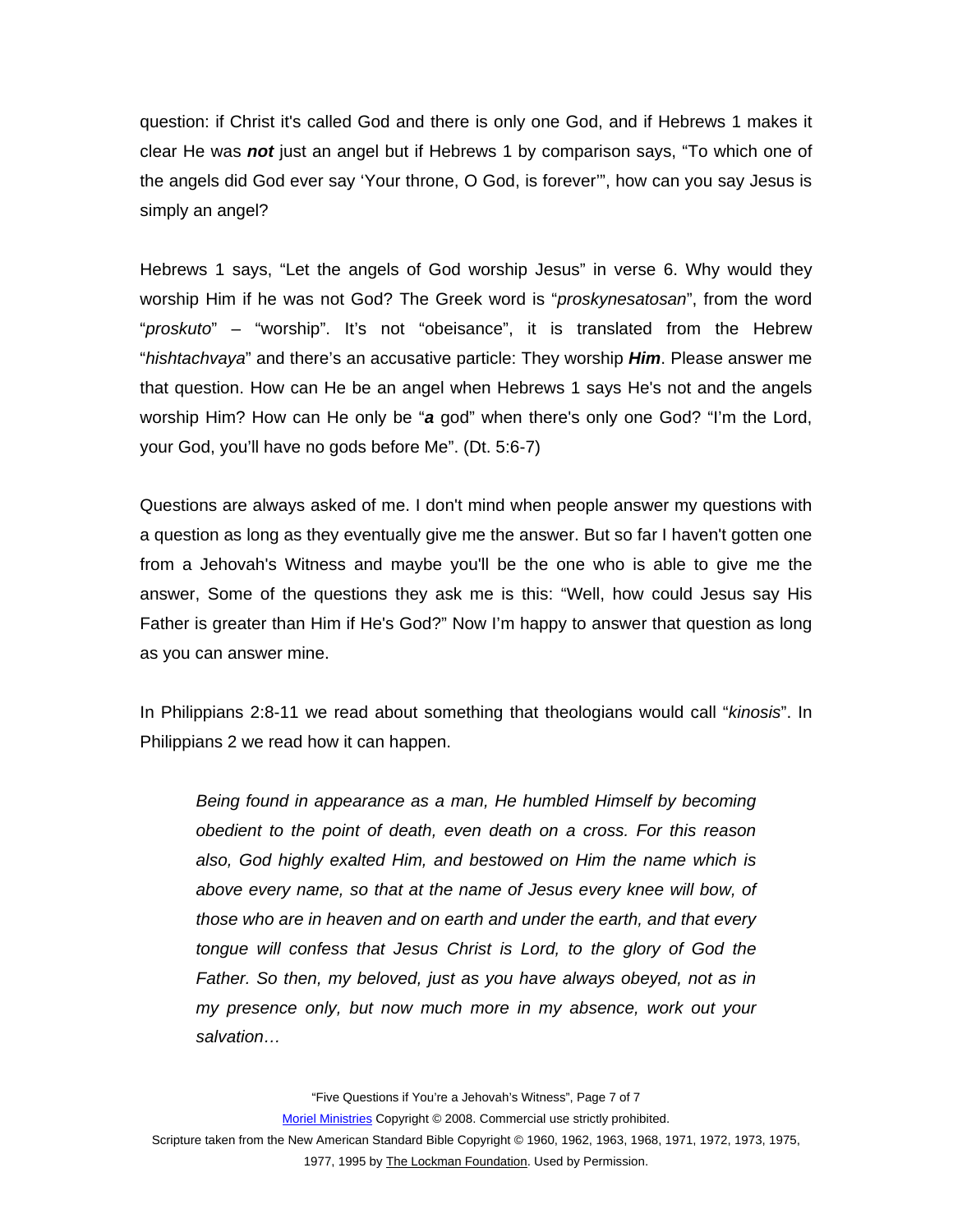question: if Christ it's called God and there is only one God, and if Hebrews 1 makes it clear He was ***not*** just an angel but if Hebrews 1 by comparison says, “To which one of the angels did God ever say ‘Your throne, O God, is forever’”, how can you say Jesus is simply an angel?

Hebrews 1 says, “Let the angels of God worship Jesus” in verse 6. Why would they worship Him if he was not God? The Greek word is “*proskynesatosan*”, from the word “*proskuto*” – “worship”. It’s not “obeisance”, it is translated from the Hebrew “*hishtachvaya*” and there’s an accusative particle: They worship ***Him***. Please answer me that question. How can He be an angel when Hebrews 1 says He's not and the angels worship Him? How can He only be “***a*** god” when there's only one God? “I’m the Lord, your God, you’ll have no gods before Me”. (Dt. 5:6-7)

Questions are always asked of me. I don't mind when people answer my questions with a question as long as they eventually give me the answer. But so far I haven't gotten one from a Jehovah's Witness and maybe you'll be the one who is able to give me the answer, Some of the questions they ask me is this: “Well, how could Jesus say His Father is greater than Him if He's God?” Now I’m happy to answer that question as long as you can answer mine.

In Philippians 2:8-11 we read about something that theologians would call “*kinosis*”. In Philippians 2 we read how it can happen.

> *Being found in appearance as a man, He humbled Himself by becoming obedient to the point of death, even death on a cross. For this reason also, God highly exalted Him, and bestowed on Him the name which is above every name, so that at the name of Jesus every knee will bow, of those who are in heaven and on earth and under the earth, and that every tongue will confess that Jesus Christ is Lord, to the glory of God the Father. So then, my beloved, just as you have always obeyed, not as in my presence only, but now much more in my absence, work out your salvation…*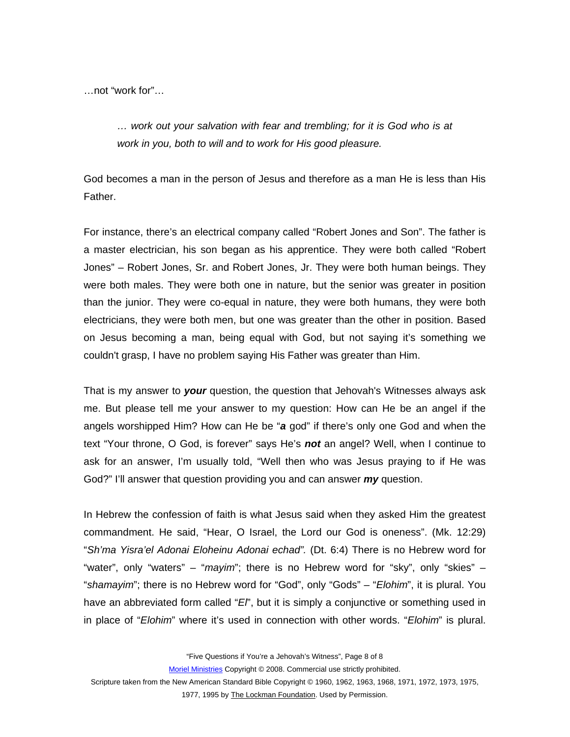…not "work for"…

> *… work out your salvation with fear and trembling; for it is God who is at work in you, both to will and to work for His good pleasure.*

God becomes a man in the person of Jesus and therefore as a man He is less than His Father.

For instance, there's an electrical company called "Robert Jones and Son". The father is a master electrician, his son began as his apprentice. They were both called "Robert Jones" – Robert Jones, Sr. and Robert Jones, Jr. They were both human beings. They were both males. They were both one in nature, but the senior was greater in position than the junior. They were co-equal in nature, they were both humans, they were both electricians, they were both men, but one was greater than the other in position. Based on Jesus becoming a man, being equal with God, but not saying it's something we couldn't grasp, I have no problem saying His Father was greater than Him.

That is my answer to ***your*** question, the question that Jehovah's Witnesses always ask me. But please tell me your answer to my question: How can He be an angel if the angels worshipped Him? How can He be "***a*** god" if there's only one God and when the text "Your throne, O God, is forever" says He's ***not*** an angel? Well, when I continue to ask for an answer, I'm usually told, "Well then who was Jesus praying to if He was God?" I'll answer that question providing you and can answer ***my*** question.

In Hebrew the confession of faith is what Jesus said when they asked Him the greatest commandment. He said, "Hear, O Israel, the Lord our God is oneness". (Mk. 12:29) "*Sh'ma Yisra'el Adonai Eloheinu Adonai echad".* (Dt. 6:4) There is no Hebrew word for "water", only "waters" – "*mayim*"; there is no Hebrew word for "sky", only "skies" – "*shamayim*"; there is no Hebrew word for "God", only "Gods" – "*Elohim*", it is plural. You have an abbreviated form called "*El*", but it is simply a conjunctive or something used in in place of "*Elohim*" where it's used in connection with other words. "*Elohim*" is plural.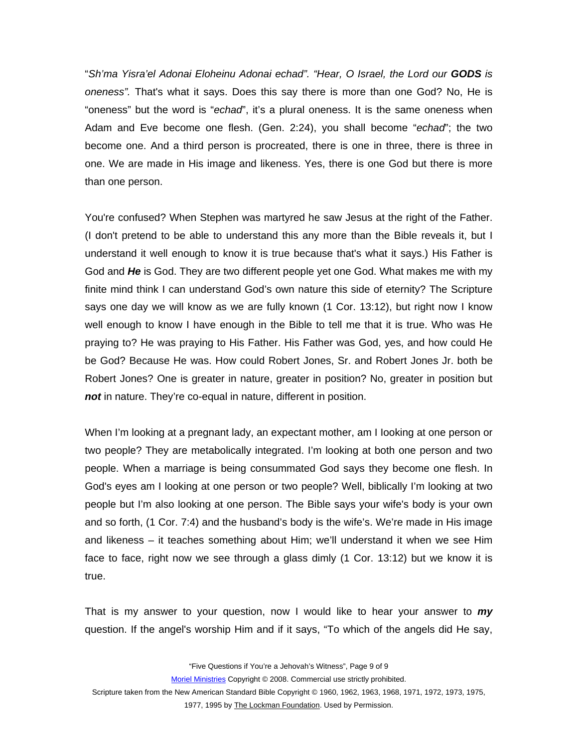"*Sh'ma Yisra'el Adonai Eloheinu Adonai echad". "Hear, O Israel, the Lord our **GODS** is oneness".* That's what it says. Does this say there is more than one God? No, He is "oneness" but the word is "*echad*", it's a plural oneness. It is the same oneness when Adam and Eve become one flesh. (Gen. 2:24), you shall become "*echad*"; the two become one. And a third person is procreated, there is one in three, there is three in one. We are made in His image and likeness. Yes, there is one God but there is more than one person.

You're confused? When Stephen was martyred he saw Jesus at the right of the Father. (I don't pretend to be able to understand this any more than the Bible reveals it, but I understand it well enough to know it is true because that's what it says.) His Father is God and ***He*** is God. They are two different people yet one God. What makes me with my finite mind think I can understand God's own nature this side of eternity? The Scripture says one day we will know as we are fully known (1 Cor. 13:12), but right now I know well enough to know I have enough in the Bible to tell me that it is true. Who was He praying to? He was praying to His Father. His Father was God, yes, and how could He be God? Because He was. How could Robert Jones, Sr. and Robert Jones Jr. both be Robert Jones? One is greater in nature, greater in position? No, greater in position but ***not*** in nature. They're co-equal in nature, different in position.

When I'm looking at a pregnant lady, an expectant mother, am I looking at one person or two people? They are metabolically integrated. I'm looking at both one person and two people. When a marriage is being consummated God says they become one flesh. In God's eyes am I looking at one person or two people? Well, biblically I'm looking at two people but I'm also looking at one person. The Bible says your wife's body is your own and so forth, (1 Cor. 7:4) and the husband's body is the wife's. We're made in His image and likeness – it teaches something about Him; we'll understand it when we see Him face to face, right now we see through a glass dimly (1 Cor. 13:12) but we know it is true.

That is my answer to your question, now I would like to hear your answer to ***my*** question. If the angel's worship Him and if it says, "To which of the angels did He say,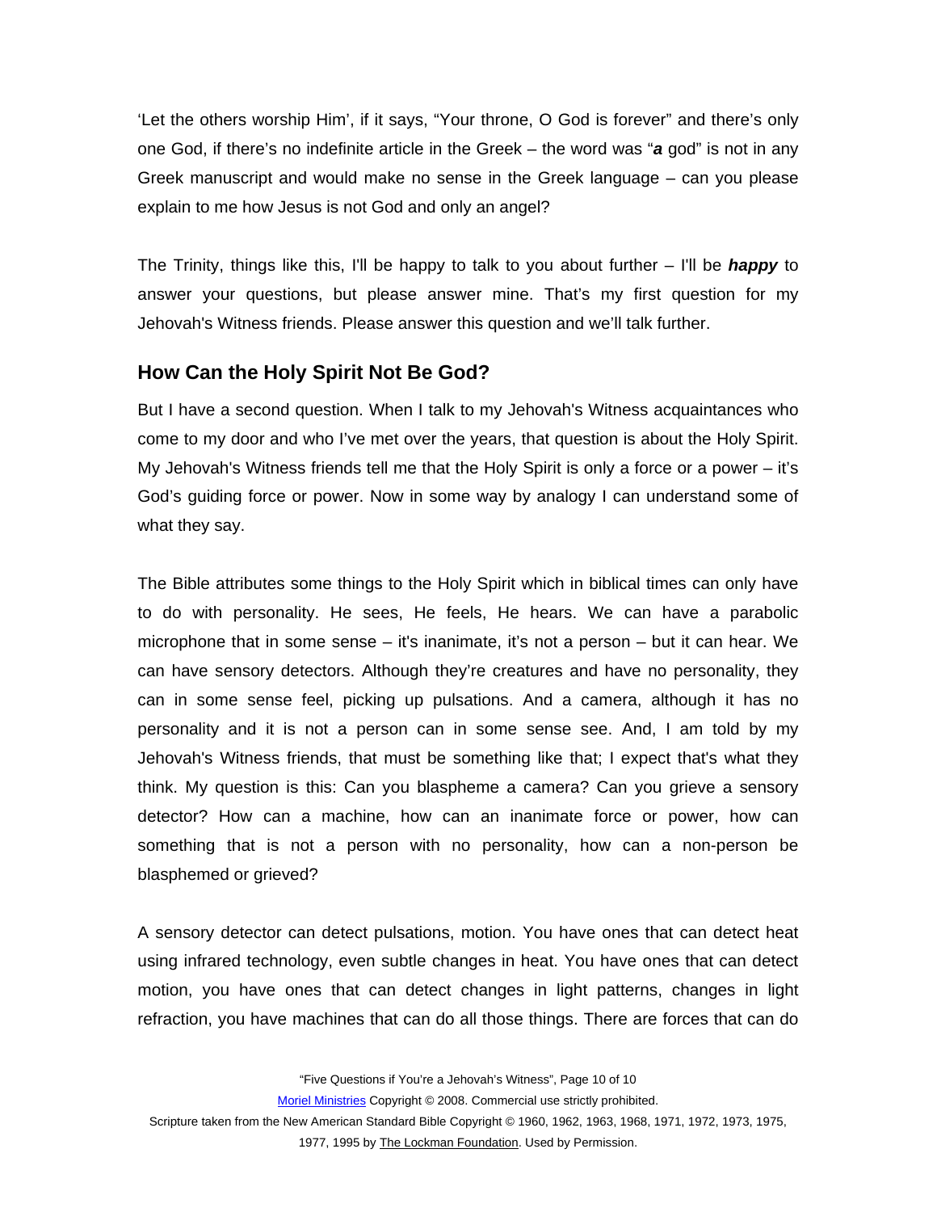‘Let the others worship Him’, if it says, “Your throne, O God is forever” and there’s only one God, if there’s no indefinite article in the Greek – the word was “***a*** god” is not in any Greek manuscript and would make no sense in the Greek language – can you please explain to me how Jesus is not God and only an angel?

The Trinity, things like this, I'll be happy to talk to you about further – I'll be ***happy*** to answer your questions, but please answer mine. That’s my first question for my Jehovah's Witness friends. Please answer this question and we’ll talk further.

## How Can the Holy Spirit Not Be God?

But I have a second question. When I talk to my Jehovah's Witness acquaintances who come to my door and who I’ve met over the years, that question is about the Holy Spirit. My Jehovah's Witness friends tell me that the Holy Spirit is only a force or a power – it’s God’s guiding force or power. Now in some way by analogy I can understand some of what they say.

The Bible attributes some things to the Holy Spirit which in biblical times can only have to do with personality. He sees, He feels, He hears. We can have a parabolic microphone that in some sense – it's inanimate, it’s not a person – but it can hear. We can have sensory detectors. Although they’re creatures and have no personality, they can in some sense feel, picking up pulsations. And a camera, although it has no personality and it is not a person can in some sense see. And, I am told by my Jehovah's Witness friends, that must be something like that; I expect that's what they think. My question is this: Can you blaspheme a camera? Can you grieve a sensory detector? How can a machine, how can an inanimate force or power, how can something that is not a person with no personality, how can a non-person be blasphemed or grieved?

A sensory detector can detect pulsations, motion. You have ones that can detect heat using infrared technology, even subtle changes in heat. You have ones that can detect motion, you have ones that can detect changes in light patterns, changes in light refraction, you have machines that can do all those things. There are forces that can do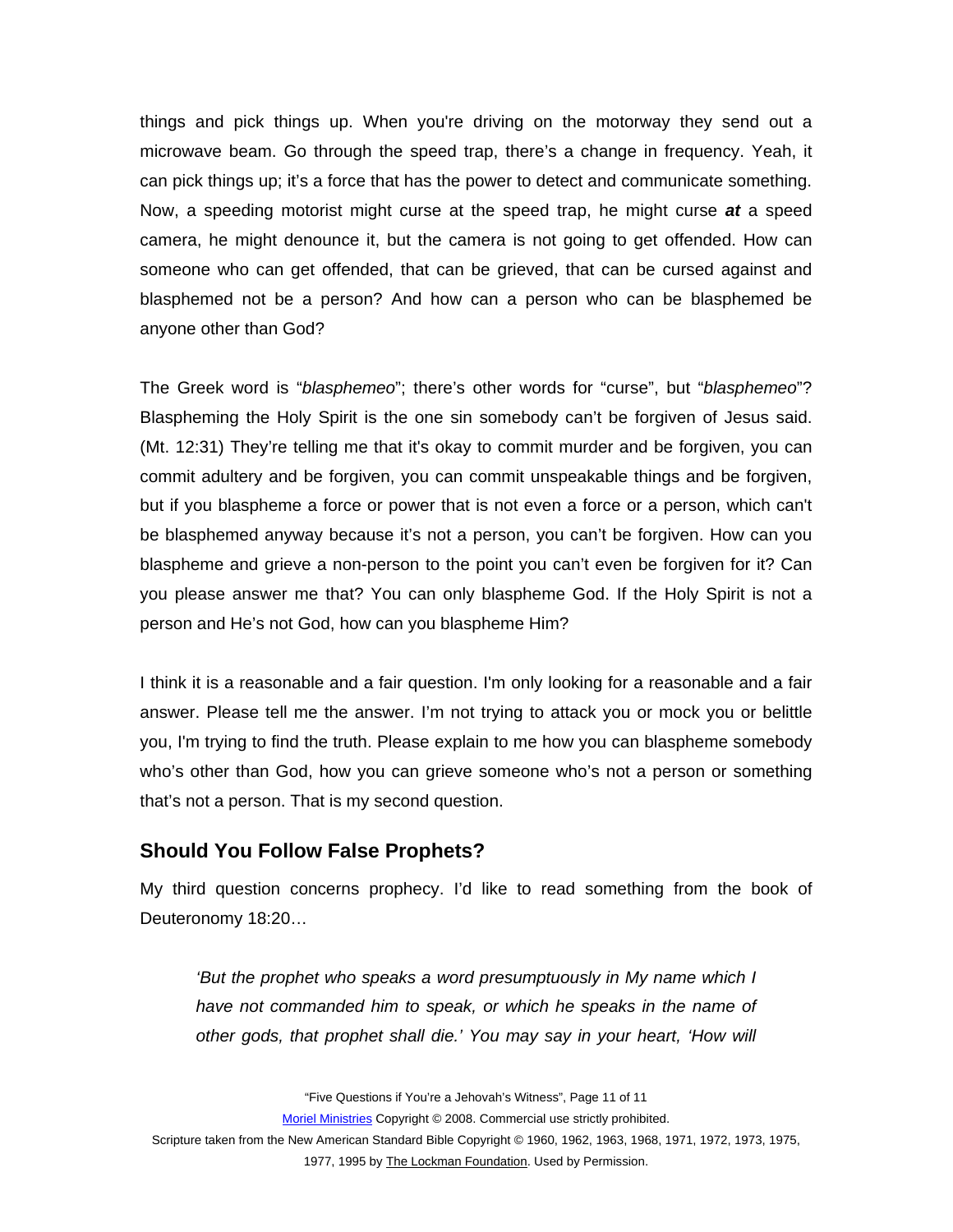things and pick things up. When you're driving on the motorway they send out a microwave beam. Go through the speed trap, there's a change in frequency. Yeah, it can pick things up; it's a force that has the power to detect and communicate something. Now, a speeding motorist might curse at the speed trap, he might curse ***at*** a speed camera, he might denounce it, but the camera is not going to get offended. How can someone who can get offended, that can be grieved, that can be cursed against and blasphemed not be a person? And how can a person who can be blasphemed be anyone other than God?

The Greek word is "*blasphemeo*"; there's other words for "curse", but "*blasphemeo*"? Blaspheming the Holy Spirit is the one sin somebody can't be forgiven of Jesus said. (Mt. 12:31) They're telling me that it's okay to commit murder and be forgiven, you can commit adultery and be forgiven, you can commit unspeakable things and be forgiven, but if you blaspheme a force or power that is not even a force or a person, which can't be blasphemed anyway because it's not a person, you can't be forgiven. How can you blaspheme and grieve a non-person to the point you can't even be forgiven for it? Can you please answer me that? You can only blaspheme God. If the Holy Spirit is not a person and He's not God, how can you blaspheme Him?

I think it is a reasonable and a fair question. I'm only looking for a reasonable and a fair answer. Please tell me the answer. I'm not trying to attack you or mock you or belittle you, I'm trying to find the truth. Please explain to me how you can blaspheme somebody who's other than God, how you can grieve someone who's not a person or something that's not a person. That is my second question.

## Should You Follow False Prophets?

My third question concerns prophecy. I'd like to read something from the book of Deuteronomy 18:20…

> *'But the prophet who speaks a word presumptuously in My name which I have not commanded him to speak, or which he speaks in the name of other gods, that prophet shall die.' You may say in your heart, 'How will*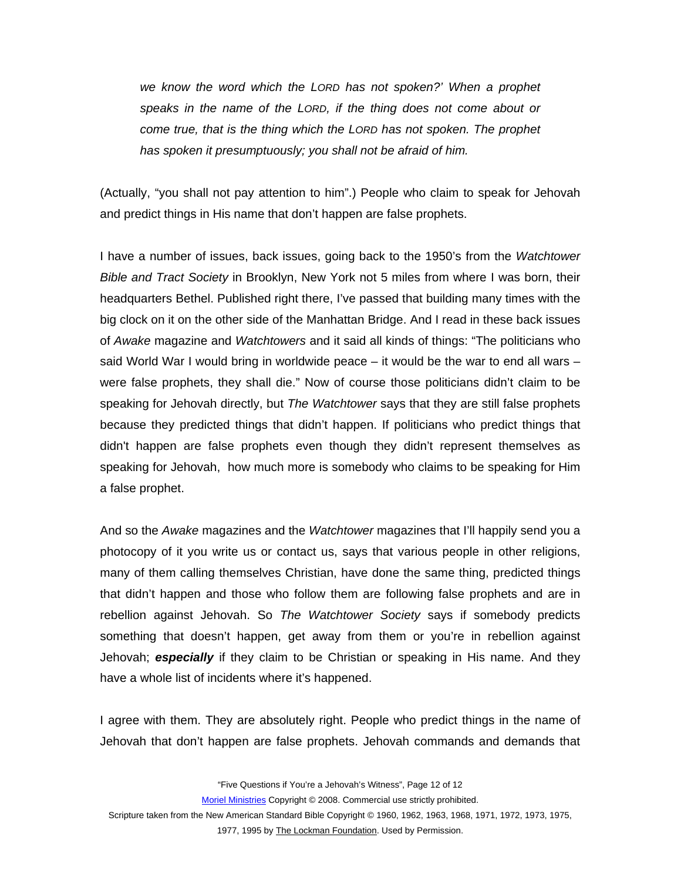> *we know the word which the LORD has not spoken?' When a prophet speaks in the name of the LORD, if the thing does not come about or come true, that is the thing which the LORD has not spoken. The prophet has spoken it presumptuously; you shall not be afraid of him.*

(Actually, "you shall not pay attention to him".) People who claim to speak for Jehovah and predict things in His name that don't happen are false prophets.

I have a number of issues, back issues, going back to the 1950's from the *Watchtower Bible and Tract Society* in Brooklyn, New York not 5 miles from where I was born, their headquarters Bethel. Published right there, I've passed that building many times with the big clock on it on the other side of the Manhattan Bridge. And I read in these back issues of *Awake* magazine and *Watchtowers* and it said all kinds of things: "The politicians who said World War I would bring in worldwide peace – it would be the war to end all wars – were false prophets, they shall die." Now of course those politicians didn't claim to be speaking for Jehovah directly, but *The Watchtower* says that they are still false prophets because they predicted things that didn't happen. If politicians who predict things that didn't happen are false prophets even though they didn't represent themselves as speaking for Jehovah, how much more is somebody who claims to be speaking for Him a false prophet.

And so the *Awake* magazines and the *Watchtower* magazines that I'll happily send you a photocopy of it you write us or contact us, says that various people in other religions, many of them calling themselves Christian, have done the same thing, predicted things that didn't happen and those who follow them are following false prophets and are in rebellion against Jehovah. So *The Watchtower Society* says if somebody predicts something that doesn't happen, get away from them or you're in rebellion against Jehovah; ***especially*** if they claim to be Christian or speaking in His name. And they have a whole list of incidents where it's happened.

I agree with them. They are absolutely right. People who predict things in the name of Jehovah that don't happen are false prophets. Jehovah commands and demands that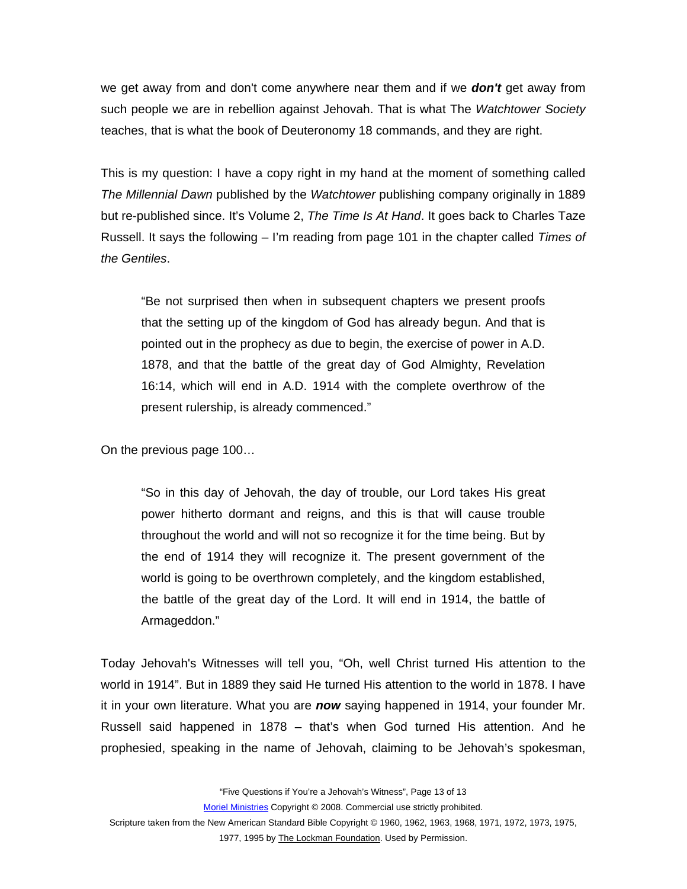we get away from and don't come anywhere near them and if we ***don't*** get away from such people we are in rebellion against Jehovah. That is what The *Watchtower Society* teaches, that is what the book of Deuteronomy 18 commands, and they are right.

This is my question: I have a copy right in my hand at the moment of something called *The Millennial Dawn* published by the *Watchtower* publishing company originally in 1889 but re-published since. It's Volume 2, *The Time Is At Hand*. It goes back to Charles Taze Russell. It says the following – I'm reading from page 101 in the chapter called *Times of the Gentiles*.

> "Be not surprised then when in subsequent chapters we present proofs that the setting up of the kingdom of God has already begun. And that is pointed out in the prophecy as due to begin, the exercise of power in A.D. 1878, and that the battle of the great day of God Almighty, Revelation 16:14, which will end in A.D. 1914 with the complete overthrow of the present rulership, is already commenced."

On the previous page 100…

> "So in this day of Jehovah, the day of trouble, our Lord takes His great power hitherto dormant and reigns, and this is that will cause trouble throughout the world and will not so recognize it for the time being. But by the end of 1914 they will recognize it. The present government of the world is going to be overthrown completely, and the kingdom established, the battle of the great day of the Lord. It will end in 1914, the battle of Armageddon."

Today Jehovah's Witnesses will tell you, "Oh, well Christ turned His attention to the world in 1914". But in 1889 they said He turned His attention to the world in 1878. I have it in your own literature. What you are ***now*** saying happened in 1914, your founder Mr. Russell said happened in 1878 – that's when God turned His attention. And he prophesied, speaking in the name of Jehovah, claiming to be Jehovah's spokesman,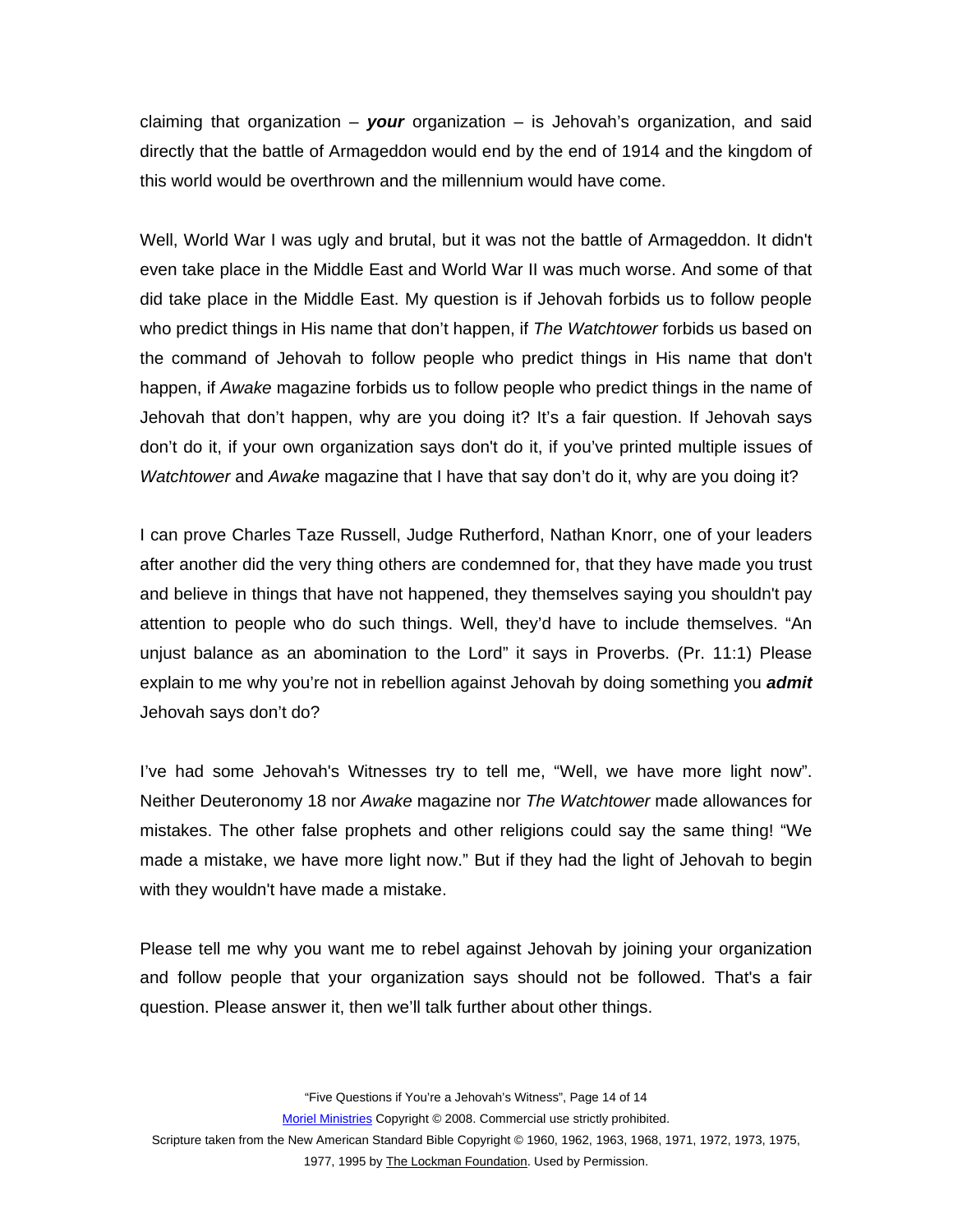claiming that organization – ***your*** organization – is Jehovah's organization, and said directly that the battle of Armageddon would end by the end of 1914 and the kingdom of this world would be overthrown and the millennium would have come.

Well, World War I was ugly and brutal, but it was not the battle of Armageddon. It didn't even take place in the Middle East and World War II was much worse. And some of that did take place in the Middle East. My question is if Jehovah forbids us to follow people who predict things in His name that don't happen, if *The Watchtower* forbids us based on the command of Jehovah to follow people who predict things in His name that don't happen, if *Awake* magazine forbids us to follow people who predict things in the name of Jehovah that don't happen, why are you doing it? It's a fair question. If Jehovah says don't do it, if your own organization says don't do it, if you've printed multiple issues of *Watchtower* and *Awake* magazine that I have that say don't do it, why are you doing it?

I can prove Charles Taze Russell, Judge Rutherford, Nathan Knorr, one of your leaders after another did the very thing others are condemned for, that they have made you trust and believe in things that have not happened, they themselves saying you shouldn't pay attention to people who do such things. Well, they'd have to include themselves. "An unjust balance as an abomination to the Lord" it says in Proverbs. (Pr. 11:1) Please explain to me why you're not in rebellion against Jehovah by doing something you ***admit*** Jehovah says don't do?

I've had some Jehovah's Witnesses try to tell me, "Well, we have more light now". Neither Deuteronomy 18 nor *Awake* magazine nor *The Watchtower* made allowances for mistakes. The other false prophets and other religions could say the same thing! "We made a mistake, we have more light now." But if they had the light of Jehovah to begin with they wouldn't have made a mistake.

Please tell me why you want me to rebel against Jehovah by joining your organization and follow people that your organization says should not be followed. That's a fair question. Please answer it, then we'll talk further about other things.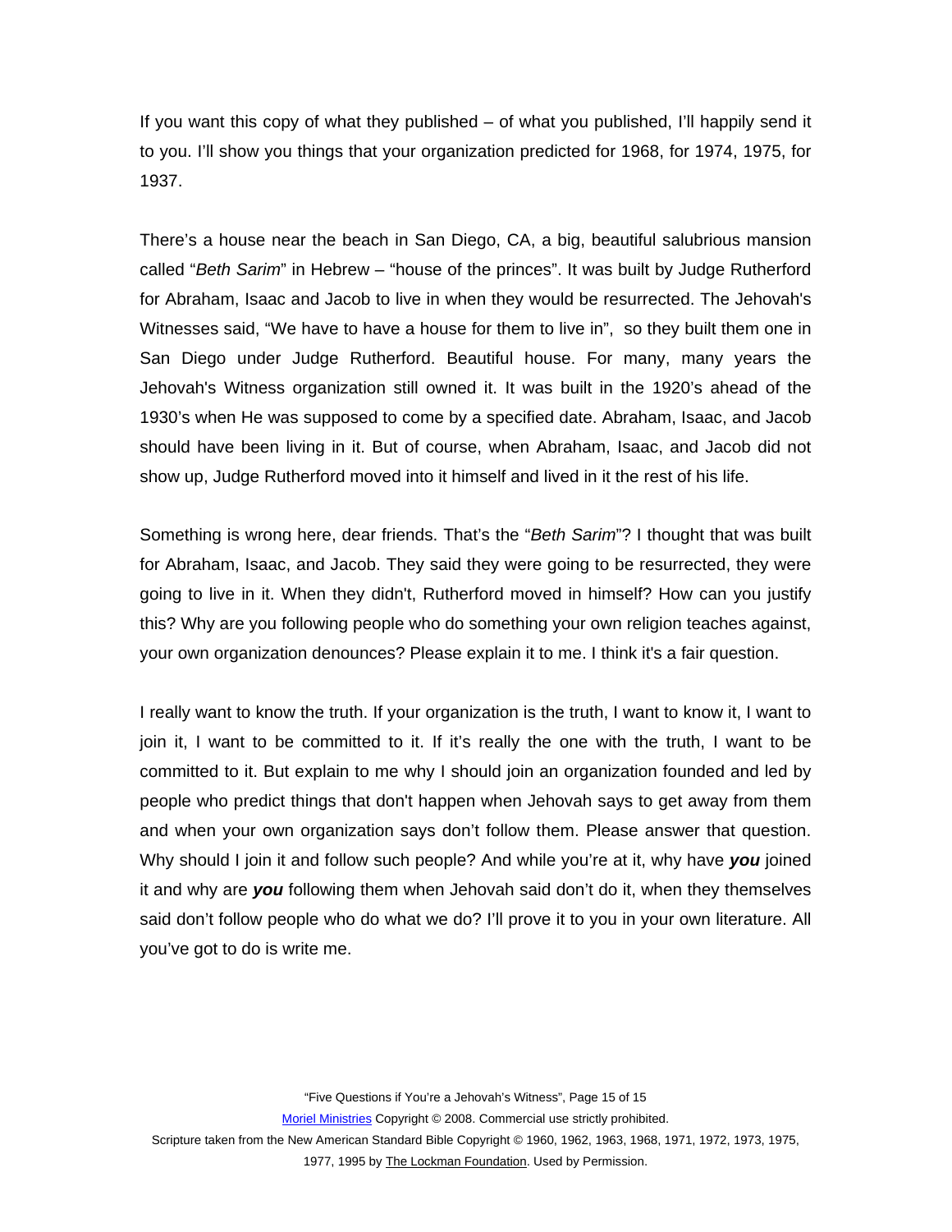If you want this copy of what they published – of what you published, I'll happily send it to you. I'll show you things that your organization predicted for 1968, for 1974, 1975, for 1937.

There's a house near the beach in San Diego, CA, a big, beautiful salubrious mansion called "*Beth Sarim*" in Hebrew – "house of the princes". It was built by Judge Rutherford for Abraham, Isaac and Jacob to live in when they would be resurrected. The Jehovah's Witnesses said, "We have to have a house for them to live in", so they built them one in San Diego under Judge Rutherford. Beautiful house. For many, many years the Jehovah's Witness organization still owned it. It was built in the 1920's ahead of the 1930's when He was supposed to come by a specified date. Abraham, Isaac, and Jacob should have been living in it. But of course, when Abraham, Isaac, and Jacob did not show up, Judge Rutherford moved into it himself and lived in it the rest of his life.

Something is wrong here, dear friends. That's the "*Beth Sarim*"? I thought that was built for Abraham, Isaac, and Jacob. They said they were going to be resurrected, they were going to live in it. When they didn't, Rutherford moved in himself? How can you justify this? Why are you following people who do something your own religion teaches against, your own organization denounces? Please explain it to me. I think it's a fair question.

I really want to know the truth. If your organization is the truth, I want to know it, I want to join it, I want to be committed to it. If it's really the one with the truth, I want to be committed to it. But explain to me why I should join an organization founded and led by people who predict things that don't happen when Jehovah says to get away from them and when your own organization says don't follow them. Please answer that question. Why should I join it and follow such people? And while you're at it, why have ***you*** joined it and why are ***you*** following them when Jehovah said don't do it, when they themselves said don't follow people who do what we do? I'll prove it to you in your own literature. All you've got to do is write me.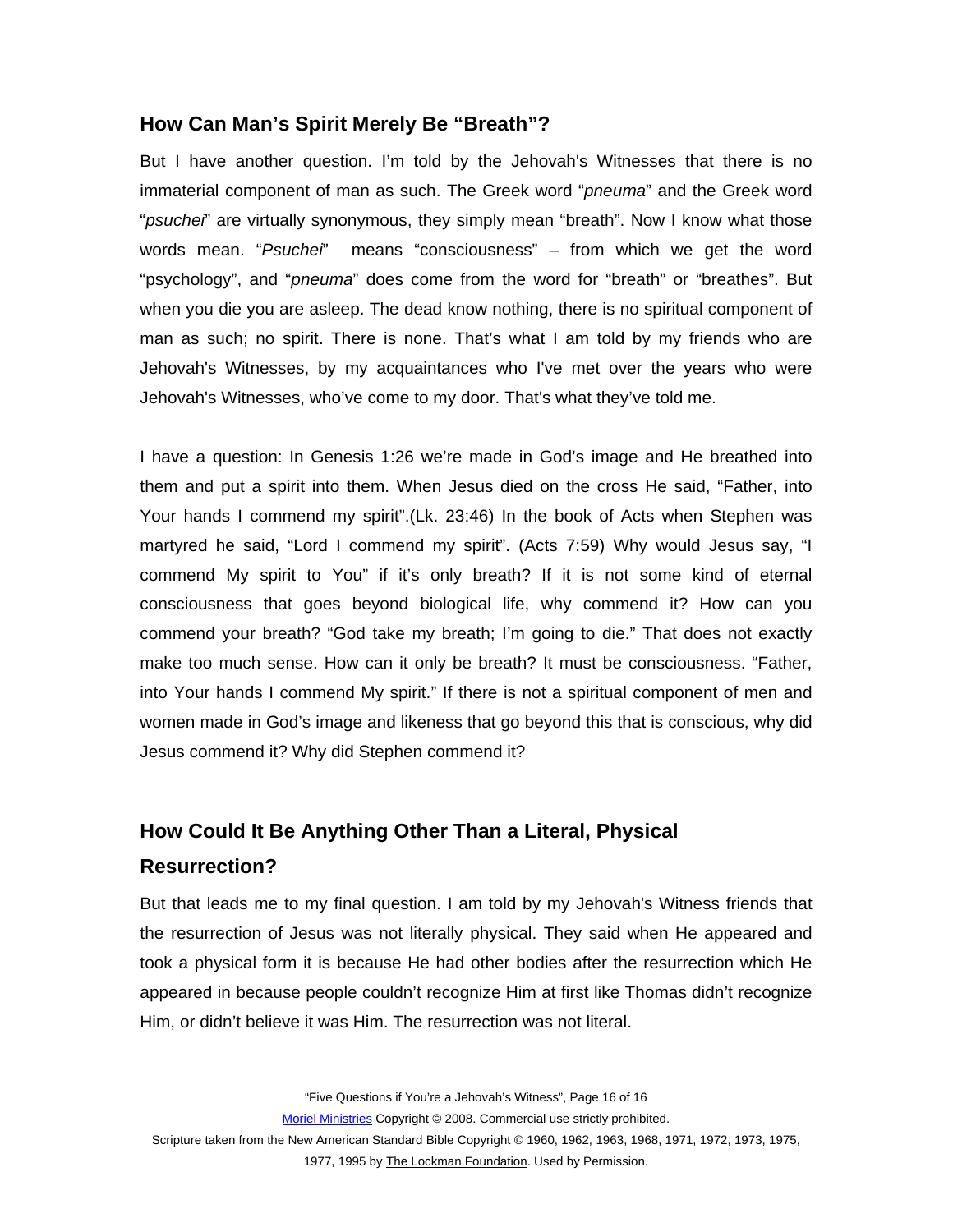## How Can Man's Spirit Merely Be "Breath"?

But I have another question. I'm told by the Jehovah's Witnesses that there is no immaterial component of man as such. The Greek word "*pneuma*" and the Greek word "*psuchei*" are virtually synonymous, they simply mean "breath". Now I know what those words mean. "*Psuchei*" means "consciousness" – from which we get the word "psychology", and "*pneuma*" does come from the word for "breath" or "breathes". But when you die you are asleep. The dead know nothing, there is no spiritual component of man as such; no spirit. There is none. That's what I am told by my friends who are Jehovah's Witnesses, by my acquaintances who I've met over the years who were Jehovah's Witnesses, who've come to my door. That's what they've told me.

I have a question: In Genesis 1:26 we're made in God's image and He breathed into them and put a spirit into them. When Jesus died on the cross He said, "Father, into Your hands I commend my spirit".(Lk. 23:46) In the book of Acts when Stephen was martyred he said, "Lord I commend my spirit". (Acts 7:59) Why would Jesus say, "I commend My spirit to You" if it's only breath? If it is not some kind of eternal consciousness that goes beyond biological life, why commend it? How can you commend your breath? "God take my breath; I'm going to die." That does not exactly make too much sense. How can it only be breath? It must be consciousness. "Father, into Your hands I commend My spirit." If there is not a spiritual component of men and women made in God's image and likeness that go beyond this that is conscious, why did Jesus commend it? Why did Stephen commend it?

## How Could It Be Anything Other Than a Literal, Physical Resurrection?

But that leads me to my final question. I am told by my Jehovah's Witness friends that the resurrection of Jesus was not literally physical. They said when He appeared and took a physical form it is because He had other bodies after the resurrection which He appeared in because people couldn't recognize Him at first like Thomas didn't recognize Him, or didn't believe it was Him. The resurrection was not literal.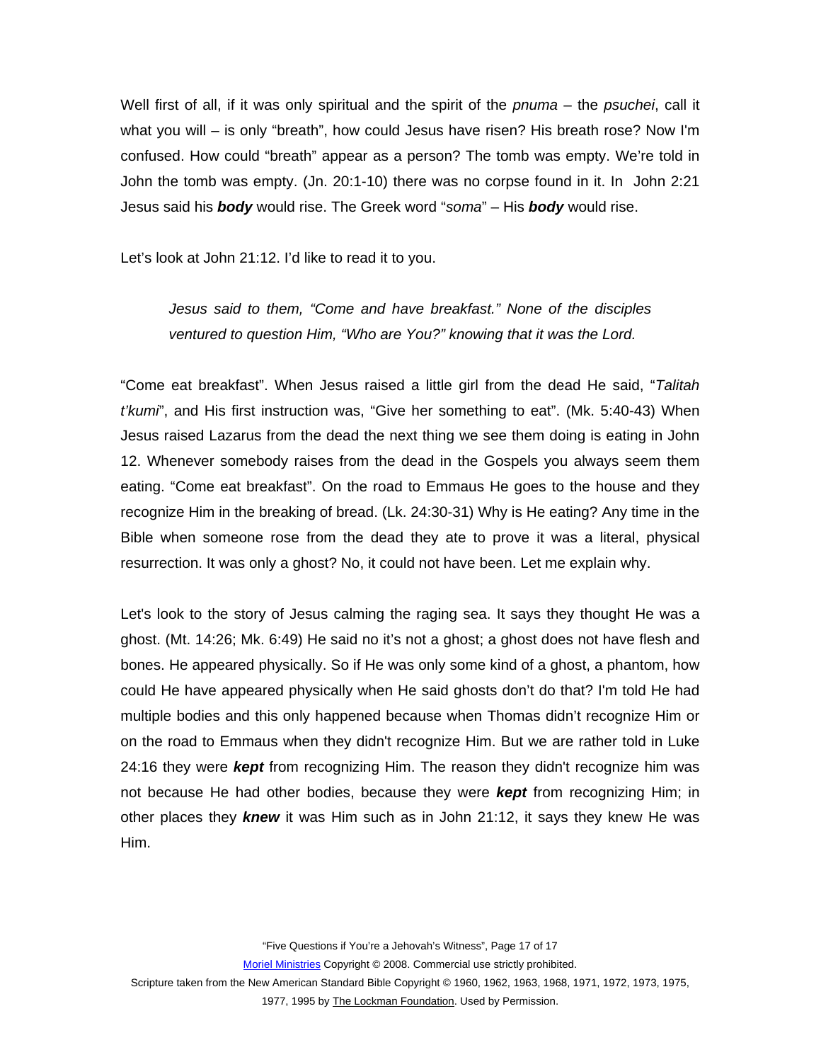Well first of all, if it was only spiritual and the spirit of the *pnuma* – the *psuchei*, call it what you will – is only "breath", how could Jesus have risen? His breath rose? Now I'm confused. How could "breath" appear as a person? The tomb was empty. We're told in John the tomb was empty. (Jn. 20:1-10) there was no corpse found in it. In John 2:21 Jesus said his ***body*** would rise. The Greek word "*soma*" – His ***body*** would rise.

Let's look at John 21:12. I'd like to read it to you.

> *Jesus said to them, "Come and have breakfast." None of the disciples ventured to question Him, "Who are You?" knowing that it was the Lord.*

"Come eat breakfast". When Jesus raised a little girl from the dead He said, "*Talitah t'kumi*", and His first instruction was, "Give her something to eat". (Mk. 5:40-43) When Jesus raised Lazarus from the dead the next thing we see them doing is eating in John 12. Whenever somebody raises from the dead in the Gospels you always seem them eating. "Come eat breakfast". On the road to Emmaus He goes to the house and they recognize Him in the breaking of bread. (Lk. 24:30-31) Why is He eating? Any time in the Bible when someone rose from the dead they ate to prove it was a literal, physical resurrection. It was only a ghost? No, it could not have been. Let me explain why.

Let's look to the story of Jesus calming the raging sea. It says they thought He was a ghost. (Mt. 14:26; Mk. 6:49) He said no it's not a ghost; a ghost does not have flesh and bones. He appeared physically. So if He was only some kind of a ghost, a phantom, how could He have appeared physically when He said ghosts don't do that? I'm told He had multiple bodies and this only happened because when Thomas didn't recognize Him or on the road to Emmaus when they didn't recognize Him. But we are rather told in Luke 24:16 they were ***kept*** from recognizing Him. The reason they didn't recognize him was not because He had other bodies, because they were ***kept*** from recognizing Him; in other places they ***knew*** it was Him such as in John 21:12, it says they knew He was Him.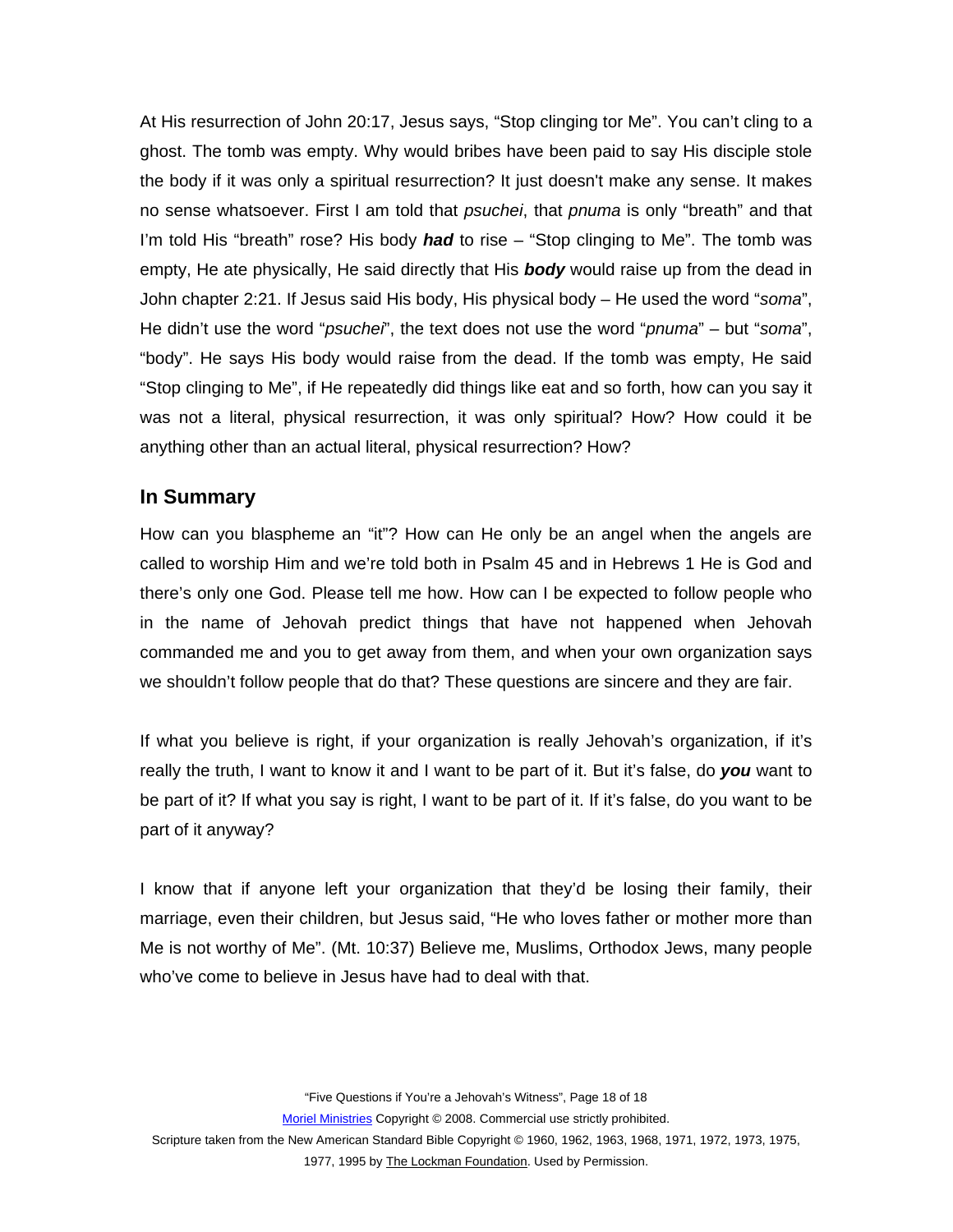At His resurrection of John 20:17, Jesus says, "Stop clinging tor Me". You can't cling to a ghost. The tomb was empty. Why would bribes have been paid to say His disciple stole the body if it was only a spiritual resurrection? It just doesn't make any sense. It makes no sense whatsoever. First I am told that *psuchei*, that *pnuma* is only "breath" and that I'm told His "breath" rose? His body ***had*** to rise – "Stop clinging to Me". The tomb was empty, He ate physically, He said directly that His ***body*** would raise up from the dead in John chapter 2:21. If Jesus said His body, His physical body – He used the word "*soma*", He didn't use the word "*psuchei*", the text does not use the word "*pnuma*" – but "*soma*", "body". He says His body would raise from the dead. If the tomb was empty, He said "Stop clinging to Me", if He repeatedly did things like eat and so forth, how can you say it was not a literal, physical resurrection, it was only spiritual? How? How could it be anything other than an actual literal, physical resurrection? How?

## In Summary

How can you blaspheme an "it"? How can He only be an angel when the angels are called to worship Him and we're told both in Psalm 45 and in Hebrews 1 He is God and there's only one God. Please tell me how. How can I be expected to follow people who in the name of Jehovah predict things that have not happened when Jehovah commanded me and you to get away from them, and when your own organization says we shouldn't follow people that do that? These questions are sincere and they are fair.

If what you believe is right, if your organization is really Jehovah's organization, if it's really the truth, I want to know it and I want to be part of it. But it's false, do ***you*** want to be part of it? If what you say is right, I want to be part of it. If it's false, do you want to be part of it anyway?

I know that if anyone left your organization that they'd be losing their family, their marriage, even their children, but Jesus said, "He who loves father or mother more than Me is not worthy of Me". (Mt. 10:37) Believe me, Muslims, Orthodox Jews, many people who've come to believe in Jesus have had to deal with that.

[Moriel Ministries](#) Copyright © 2008. Commercial use strictly prohibited.
Scripture taken from the New American Standard Bible Copyright © 1960, 1962, 1963, 1968, 1971, 1972, 1973, 1975, 1977, 1995 by The Lockman Foundation. Used by Permission.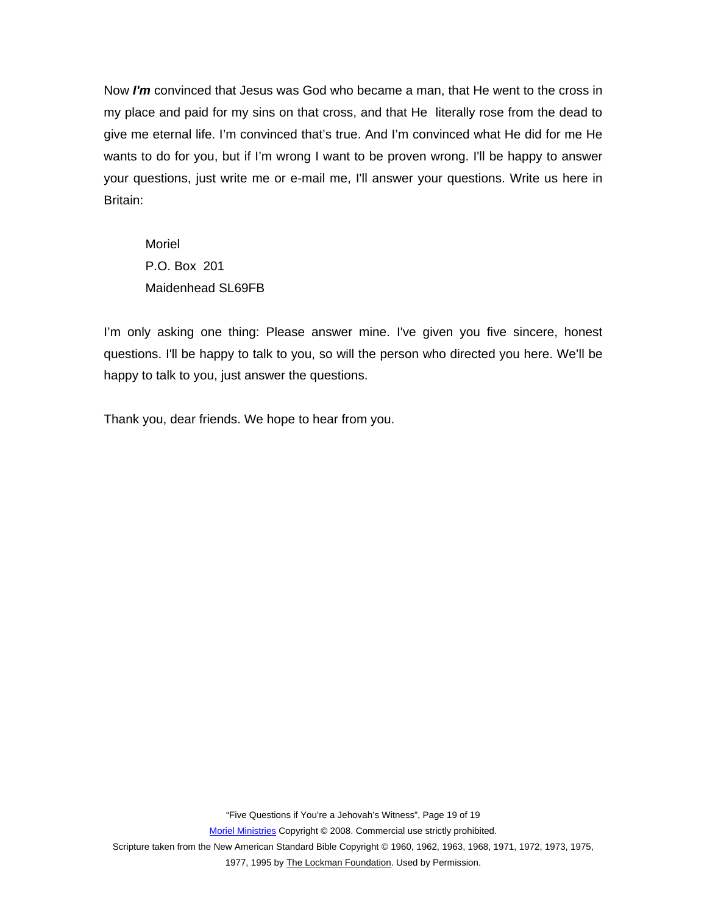Now ***I'm*** convinced that Jesus was God who became a man, that He went to the cross in my place and paid for my sins on that cross, and that He literally rose from the dead to give me eternal life. I'm convinced that's true. And I'm convinced what He did for me He wants to do for you, but if I'm wrong I want to be proven wrong. I'll be happy to answer your questions, just write me or e-mail me, I'll answer your questions. Write us here in Britain:

> Moriel
> P.O. Box 201
> Maidenhead SL69FB

I'm only asking one thing: Please answer mine. I've given you five sincere, honest questions. I'll be happy to talk to you, so will the person who directed you here. We'll be happy to talk to you, just answer the questions.

Thank you, dear friends. We hope to hear from you.